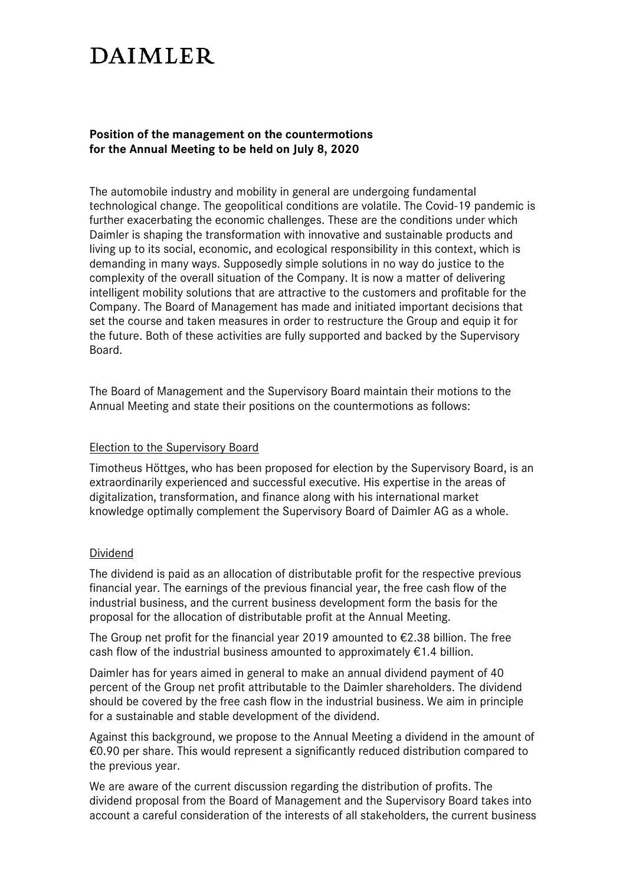# DAIMLER

**Position of the management on the countermotions for the Annual Meeting to be held on July 8, 2020**

The automobile industry and mobility in general are undergoing fundamental technological change. The geopolitical conditions are volatile. The Covid-19 pandemic is further exacerbating the economic challenges. These are the conditions under which Daimler is shaping the transformation with innovative and sustainable products and living up to its social, economic, and ecological responsibility in this context, which is demanding in many ways. Supposedly simple solutions in no way do justice to the complexity of the overall situation of the Company. It is now a matter of delivering intelligent mobility solutions that are attractive to the customers and profitable for the Company. The Board of Management has made and initiated important decisions that set the course and taken measures in order to restructure the Group and equip it for the future. Both of these activities are fully supported and backed by the Supervisory Board.

The Board of Management and the Supervisory Board maintain their motions to the Annual Meeting and state their positions on the countermotions as follows:

## Election to the Supervisory Board

Timotheus Höttges, who has been proposed for election by the Supervisory Board, is an extraordinarily experienced and successful executive. His expertise in the areas of digitalization, transformation, and finance along with his international market knowledge optimally complement the Supervisory Board of Daimler AG as a whole.

## Dividend

The dividend is paid as an allocation of distributable profit for the respective previous financial year. The earnings of the previous financial year, the free cash flow of the industrial business, and the current business development form the basis for the proposal for the allocation of distributable profit at the Annual Meeting.

The Group net profit for the financial year 2019 amounted to €2.38 billion. The free cash flow of the industrial business amounted to approximately €1.4 billion.

Daimler has for years aimed in general to make an annual dividend payment of 40 percent of the Group net profit attributable to the Daimler shareholders. The dividend should be covered by the free cash flow in the industrial business. We aim in principle for a sustainable and stable development of the dividend.

Against this background, we propose to the Annual Meeting a dividend in the amount of €0.90 per share. This would represent a significantly reduced distribution compared to the previous year.

We are aware of the current discussion regarding the distribution of profits. The dividend proposal from the Board of Management and the Supervisory Board takes into account a careful consideration of the interests of all stakeholders, the current business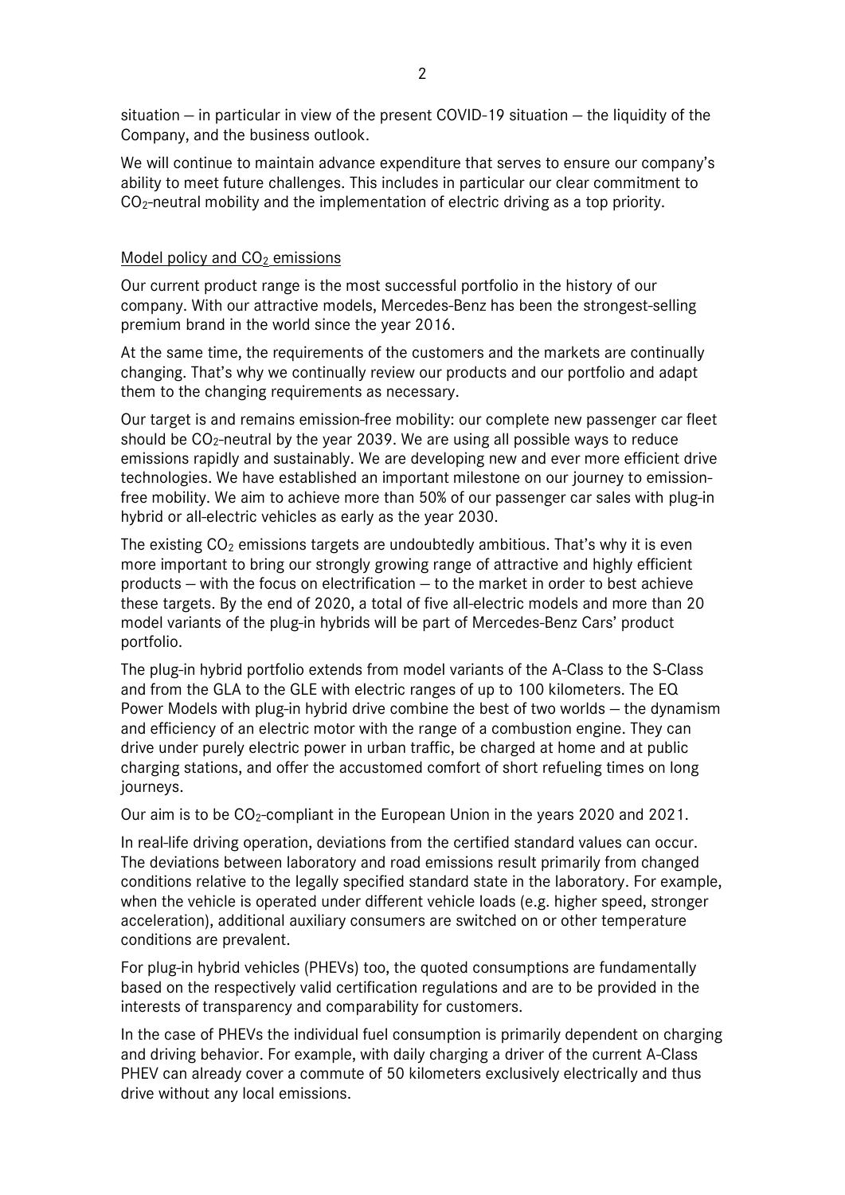situation – in particular in view of the present COVID-19 situation – the liquidity of the Company, and the business outlook.

We will continue to maintain advance expenditure that serves to ensure our company's ability to meet future challenges. This includes in particular our clear commitment to $CO_2$-neutral mobility and the implementation of electric driving as a top priority.

## Model policy and $CO_2$ emissions

Our current product range is the most successful portfolio in the history of our company. With our attractive models, Mercedes-Benz has been the strongest-selling premium brand in the world since the year 2016.

At the same time, the requirements of the customers and the markets are continually changing. That's why we continually review our products and our portfolio and adapt them to the changing requirements as necessary.

Our target is and remains emission-free mobility: our complete new passenger car fleet should be $CO_2$-neutral by the year 2039. We are using all possible ways to reduce emissions rapidly and sustainably. We are developing new and ever more efficient drive technologies. We have established an important milestone on our journey to emission-free mobility. We aim to achieve more than 50% of our passenger car sales with plug-in hybrid or all-electric vehicles as early as the year 2030.

The existing $CO_2$ emissions targets are undoubtedly ambitious. That's why it is even more important to bring our strongly growing range of attractive and highly efficient products – with the focus on electrification – to the market in order to best achieve these targets. By the end of 2020, a total of five all-electric models and more than 20 model variants of the plug-in hybrids will be part of Mercedes-Benz Cars' product portfolio.

The plug-in hybrid portfolio extends from model variants of the A-Class to the S-Class and from the GLA to the GLE with electric ranges of up to 100 kilometers. The EQ Power Models with plug-in hybrid drive combine the best of two worlds – the dynamism and efficiency of an electric motor with the range of a combustion engine. They can drive under purely electric power in urban traffic, be charged at home and at public charging stations, and offer the accustomed comfort of short refueling times on long journeys.

Our aim is to be $CO_2$-compliant in the European Union in the years 2020 and 2021.

In real-life driving operation, deviations from the certified standard values can occur. The deviations between laboratory and road emissions result primarily from changed conditions relative to the legally specified standard state in the laboratory. For example, when the vehicle is operated under different vehicle loads (e.g. higher speed, stronger acceleration), additional auxiliary consumers are switched on or other temperature conditions are prevalent.

For plug-in hybrid vehicles (PHEVs) too, the quoted consumptions are fundamentally based on the respectively valid certification regulations and are to be provided in the interests of transparency and comparability for customers.

In the case of PHEVs the individual fuel consumption is primarily dependent on charging and driving behavior. For example, with daily charging a driver of the current A-Class PHEV can already cover a commute of 50 kilometers exclusively electrically and thus drive without any local emissions.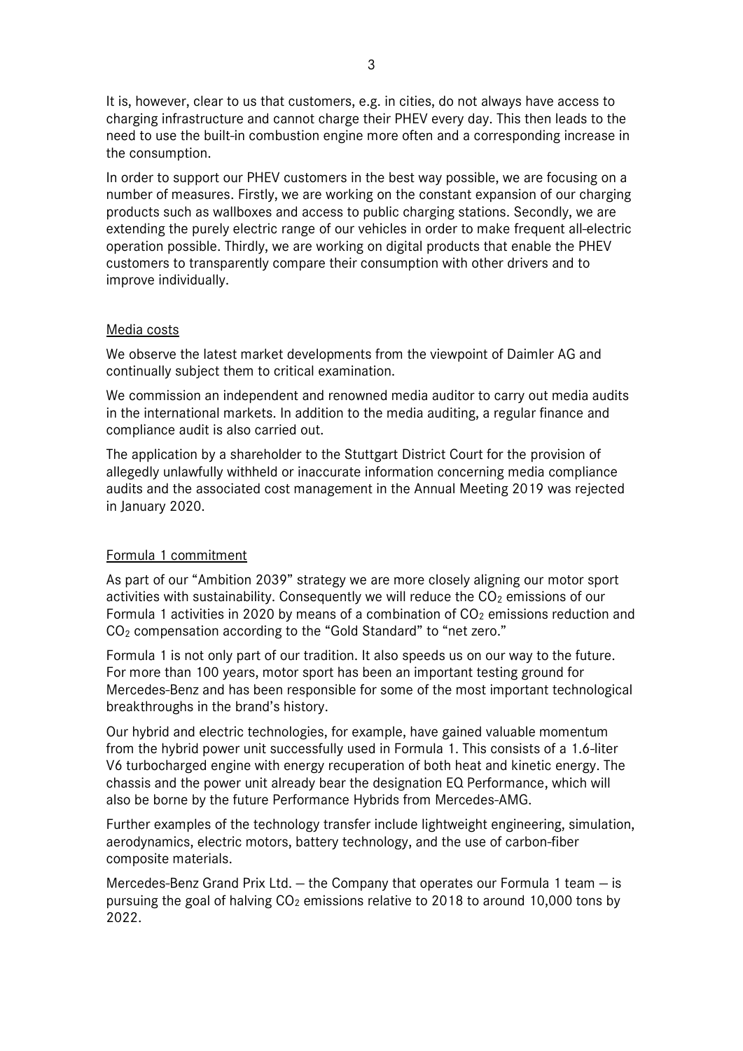It is, however, clear to us that customers, e.g. in cities, do not always have access to charging infrastructure and cannot charge their PHEV every day. This then leads to the need to use the built-in combustion engine more often and a corresponding increase in the consumption.

In order to support our PHEV customers in the best way possible, we are focusing on a number of measures. Firstly, we are working on the constant expansion of our charging products such as wallboxes and access to public charging stations. Secondly, we are extending the purely electric range of our vehicles in order to make frequent all-electric operation possible. Thirdly, we are working on digital products that enable the PHEV customers to transparently compare their consumption with other drivers and to improve individually.

## Media costs

We observe the latest market developments from the viewpoint of Daimler AG and continually subject them to critical examination.

We commission an independent and renowned media auditor to carry out media audits in the international markets. In addition to the media auditing, a regular finance and compliance audit is also carried out.

The application by a shareholder to the Stuttgart District Court for the provision of allegedly unlawfully withheld or inaccurate information concerning media compliance audits and the associated cost management in the Annual Meeting 2019 was rejected in January 2020.

## Formula 1 commitment

As part of our "Ambition 2039" strategy we are more closely aligning our motor sport activities with sustainability. Consequently we will reduce the $CO_2$ emissions of our Formula 1 activities in 2020 by means of a combination of $CO_2$ emissions reduction and $CO_2$ compensation according to the "Gold Standard" to "net zero."

Formula 1 is not only part of our tradition. It also speeds us on our way to the future. For more than 100 years, motor sport has been an important testing ground for Mercedes-Benz and has been responsible for some of the most important technological breakthroughs in the brand's history.

Our hybrid and electric technologies, for example, have gained valuable momentum from the hybrid power unit successfully used in Formula 1. This consists of a 1.6-liter V6 turbocharged engine with energy recuperation of both heat and kinetic energy. The chassis and the power unit already bear the designation EQ Performance, which will also be borne by the future Performance Hybrids from Mercedes-AMG.

Further examples of the technology transfer include lightweight engineering, simulation, aerodynamics, electric motors, battery technology, and the use of carbon-fiber composite materials.

Mercedes-Benz Grand Prix Ltd. — the Company that operates our Formula 1 team — is pursuing the goal of halving $CO_2$ emissions relative to 2018 to around 10,000 tons by 2022.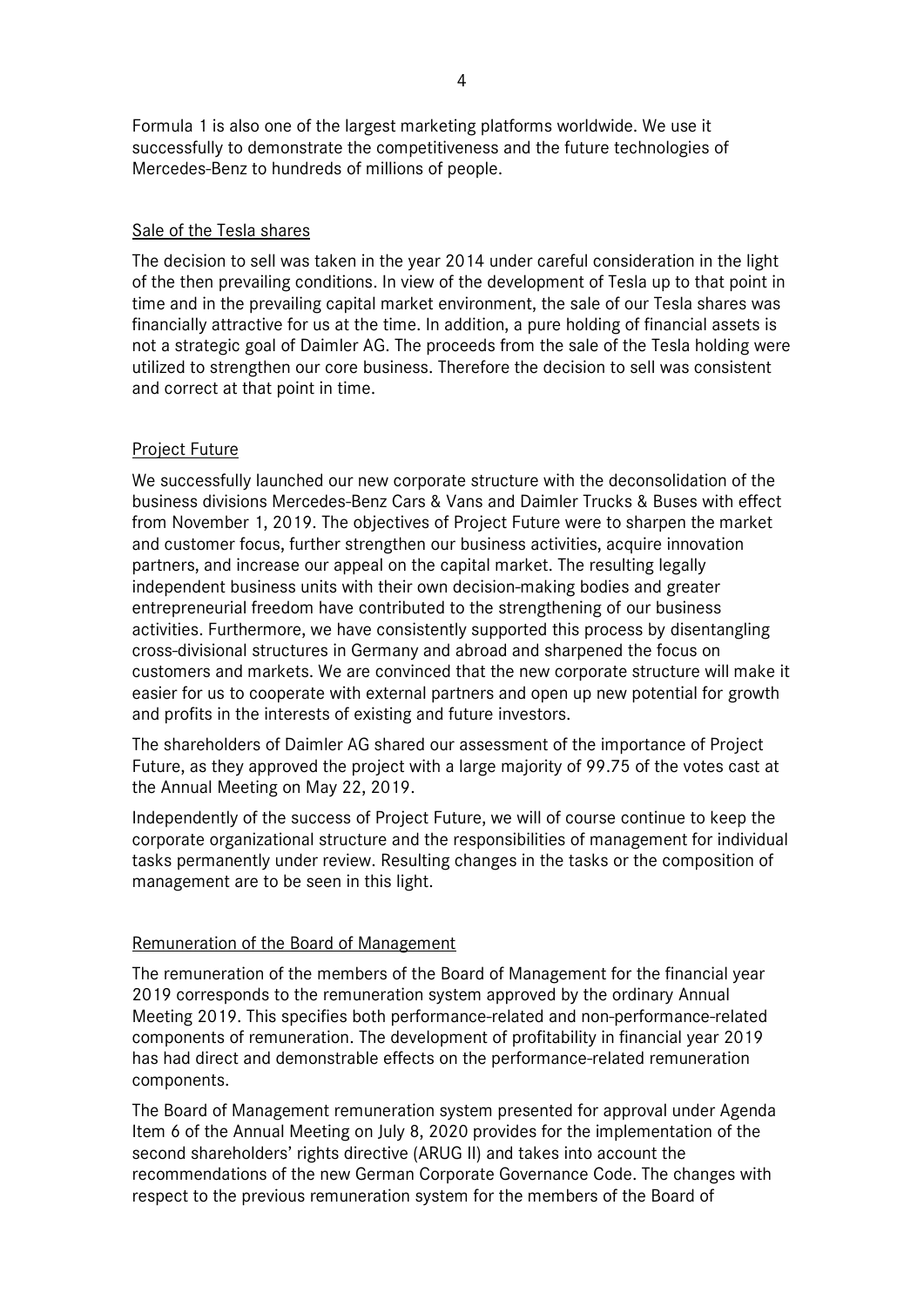Formula 1 is also one of the largest marketing platforms worldwide. We use it successfully to demonstrate the competitiveness and the future technologies of Mercedes-Benz to hundreds of millions of people.

## Sale of the Tesla shares

The decision to sell was taken in the year 2014 under careful consideration in the light of the then prevailing conditions. In view of the development of Tesla up to that point in time and in the prevailing capital market environment, the sale of our Tesla shares was financially attractive for us at the time. In addition, a pure holding of financial assets is not a strategic goal of Daimler AG. The proceeds from the sale of the Tesla holding were utilized to strengthen our core business. Therefore the decision to sell was consistent and correct at that point in time.

## Project Future

We successfully launched our new corporate structure with the deconsolidation of the business divisions Mercedes-Benz Cars & Vans and Daimler Trucks & Buses with effect from November 1, 2019. The objectives of Project Future were to sharpen the market and customer focus, further strengthen our business activities, acquire innovation partners, and increase our appeal on the capital market. The resulting legally independent business units with their own decision-making bodies and greater entrepreneurial freedom have contributed to the strengthening of our business activities. Furthermore, we have consistently supported this process by disentangling cross-divisional structures in Germany and abroad and sharpened the focus on customers and markets. We are convinced that the new corporate structure will make it easier for us to cooperate with external partners and open up new potential for growth and profits in the interests of existing and future investors.

The shareholders of Daimler AG shared our assessment of the importance of Project Future, as they approved the project with a large majority of 99.75 of the votes cast at the Annual Meeting on May 22, 2019.

Independently of the success of Project Future, we will of course continue to keep the corporate organizational structure and the responsibilities of management for individual tasks permanently under review. Resulting changes in the tasks or the composition of management are to be seen in this light.

## Remuneration of the Board of Management

The remuneration of the members of the Board of Management for the financial year 2019 corresponds to the remuneration system approved by the ordinary Annual Meeting 2019. This specifies both performance-related and non-performance-related components of remuneration. The development of profitability in financial year 2019 has had direct and demonstrable effects on the performance-related remuneration components.

The Board of Management remuneration system presented for approval under Agenda Item 6 of the Annual Meeting on July 8, 2020 provides for the implementation of the second shareholders' rights directive (ARUG II) and takes into account the recommendations of the new German Corporate Governance Code. The changes with respect to the previous remuneration system for the members of the Board of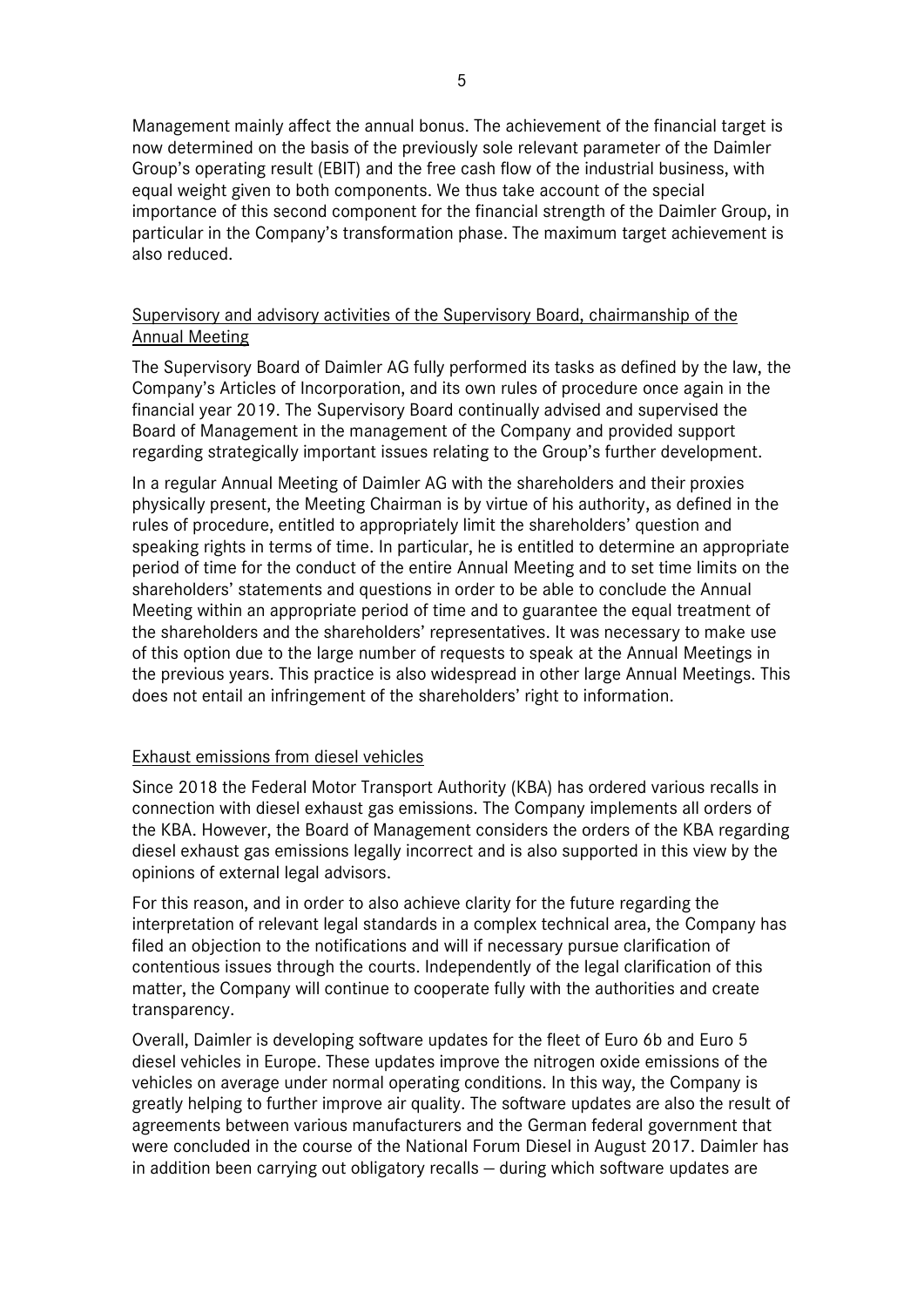Management mainly affect the annual bonus. The achievement of the financial target is now determined on the basis of the previously sole relevant parameter of the Daimler Group's operating result (EBIT) and the free cash flow of the industrial business, with equal weight given to both components. We thus take account of the special importance of this second component for the financial strength of the Daimler Group, in particular in the Company's transformation phase. The maximum target achievement is also reduced.

## Supervisory and advisory activities of the Supervisory Board, chairmanship of the Annual Meeting

The Supervisory Board of Daimler AG fully performed its tasks as defined by the law, the Company's Articles of Incorporation, and its own rules of procedure once again in the financial year 2019. The Supervisory Board continually advised and supervised the Board of Management in the management of the Company and provided support regarding strategically important issues relating to the Group's further development.

In a regular Annual Meeting of Daimler AG with the shareholders and their proxies physically present, the Meeting Chairman is by virtue of his authority, as defined in the rules of procedure, entitled to appropriately limit the shareholders' question and speaking rights in terms of time. In particular, he is entitled to determine an appropriate period of time for the conduct of the entire Annual Meeting and to set time limits on the shareholders' statements and questions in order to be able to conclude the Annual Meeting within an appropriate period of time and to guarantee the equal treatment of the shareholders and the shareholders' representatives. It was necessary to make use of this option due to the large number of requests to speak at the Annual Meetings in the previous years. This practice is also widespread in other large Annual Meetings. This does not entail an infringement of the shareholders' right to information.

## Exhaust emissions from diesel vehicles

Since 2018 the Federal Motor Transport Authority (KBA) has ordered various recalls in connection with diesel exhaust gas emissions. The Company implements all orders of the KBA. However, the Board of Management considers the orders of the KBA regarding diesel exhaust gas emissions legally incorrect and is also supported in this view by the opinions of external legal advisors.

For this reason, and in order to also achieve clarity for the future regarding the interpretation of relevant legal standards in a complex technical area, the Company has filed an objection to the notifications and will if necessary pursue clarification of contentious issues through the courts. Independently of the legal clarification of this matter, the Company will continue to cooperate fully with the authorities and create transparency.

Overall, Daimler is developing software updates for the fleet of Euro 6b and Euro 5 diesel vehicles in Europe. These updates improve the nitrogen oxide emissions of the vehicles on average under normal operating conditions. In this way, the Company is greatly helping to further improve air quality. The software updates are also the result of agreements between various manufacturers and the German federal government that were concluded in the course of the National Forum Diesel in August 2017. Daimler has in addition been carrying out obligatory recalls – during which software updates are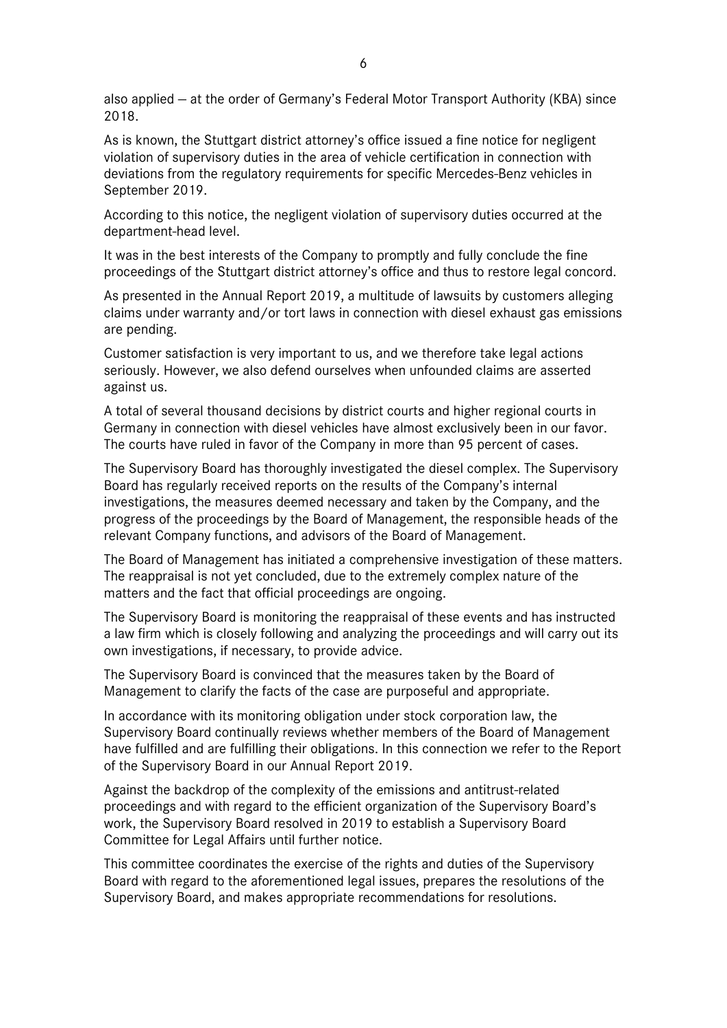also applied – at the order of Germany's Federal Motor Transport Authority (KBA) since 2018.

As is known, the Stuttgart district attorney's office issued a fine notice for negligent violation of supervisory duties in the area of vehicle certification in connection with deviations from the regulatory requirements for specific Mercedes-Benz vehicles in September 2019.

According to this notice, the negligent violation of supervisory duties occurred at the department-head level.

It was in the best interests of the Company to promptly and fully conclude the fine proceedings of the Stuttgart district attorney's office and thus to restore legal concord.

As presented in the Annual Report 2019, a multitude of lawsuits by customers alleging claims under warranty and/or tort laws in connection with diesel exhaust gas emissions are pending.

Customer satisfaction is very important to us, and we therefore take legal actions seriously. However, we also defend ourselves when unfounded claims are asserted against us.

A total of several thousand decisions by district courts and higher regional courts in Germany in connection with diesel vehicles have almost exclusively been in our favor. The courts have ruled in favor of the Company in more than 95 percent of cases.

The Supervisory Board has thoroughly investigated the diesel complex. The Supervisory Board has regularly received reports on the results of the Company's internal investigations, the measures deemed necessary and taken by the Company, and the progress of the proceedings by the Board of Management, the responsible heads of the relevant Company functions, and advisors of the Board of Management.

The Board of Management has initiated a comprehensive investigation of these matters. The reappraisal is not yet concluded, due to the extremely complex nature of the matters and the fact that official proceedings are ongoing.

The Supervisory Board is monitoring the reappraisal of these events and has instructed a law firm which is closely following and analyzing the proceedings and will carry out its own investigations, if necessary, to provide advice.

The Supervisory Board is convinced that the measures taken by the Board of Management to clarify the facts of the case are purposeful and appropriate.

In accordance with its monitoring obligation under stock corporation law, the Supervisory Board continually reviews whether members of the Board of Management have fulfilled and are fulfilling their obligations. In this connection we refer to the Report of the Supervisory Board in our Annual Report 2019.

Against the backdrop of the complexity of the emissions and antitrust-related proceedings and with regard to the efficient organization of the Supervisory Board's work, the Supervisory Board resolved in 2019 to establish a Supervisory Board Committee for Legal Affairs until further notice.

This committee coordinates the exercise of the rights and duties of the Supervisory Board with regard to the aforementioned legal issues, prepares the resolutions of the Supervisory Board, and makes appropriate recommendations for resolutions.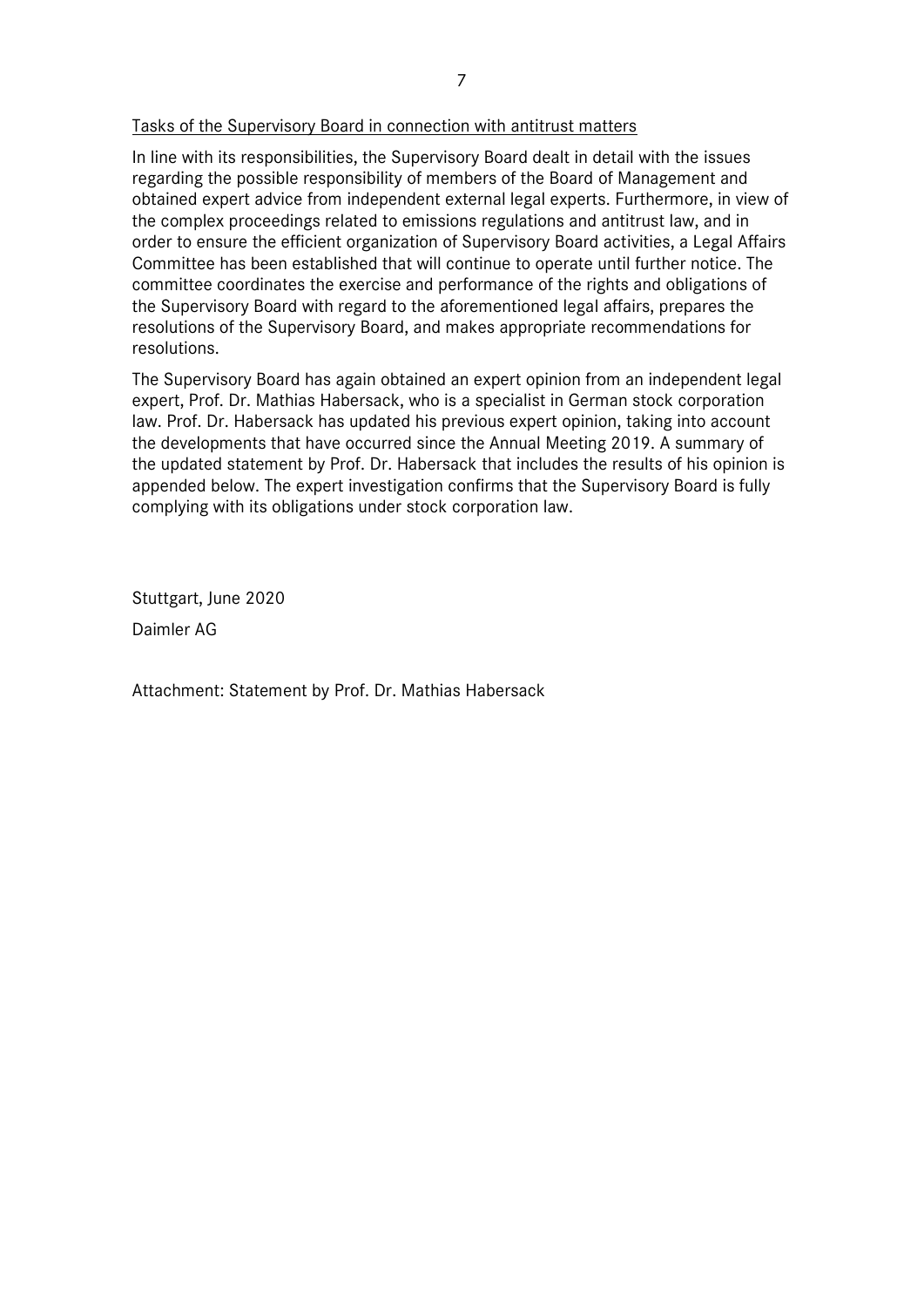Tasks of the Supervisory Board in connection with antitrust matters

In line with its responsibilities, the Supervisory Board dealt in detail with the issues regarding the possible responsibility of members of the Board of Management and obtained expert advice from independent external legal experts. Furthermore, in view of the complex proceedings related to emissions regulations and antitrust law, and in order to ensure the efficient organization of Supervisory Board activities, a Legal Affairs Committee has been established that will continue to operate until further notice. The committee coordinates the exercise and performance of the rights and obligations of the Supervisory Board with regard to the aforementioned legal affairs, prepares the resolutions of the Supervisory Board, and makes appropriate recommendations for resolutions.

The Supervisory Board has again obtained an expert opinion from an independent legal expert, Prof. Dr. Mathias Habersack, who is a specialist in German stock corporation law. Prof. Dr. Habersack has updated his previous expert opinion, taking into account the developments that have occurred since the Annual Meeting 2019. A summary of the updated statement by Prof. Dr. Habersack that includes the results of his opinion is appended below. The expert investigation confirms that the Supervisory Board is fully complying with its obligations under stock corporation law.

Stuttgart, June 2020

Daimler AG

Attachment: Statement by Prof. Dr. Mathias Habersack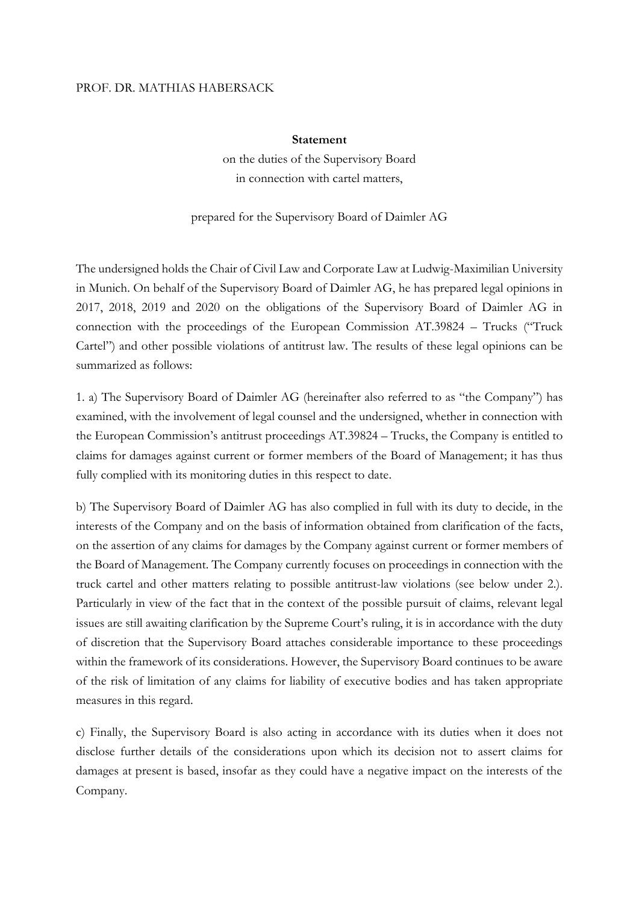PROF. DR. MATHIAS HABERSACK

**Statement**

on the duties of the Supervisory Board
in connection with cartel matters,

prepared for the Supervisory Board of Daimler AG

The undersigned holds the Chair of Civil Law and Corporate Law at Ludwig-Maximilian University in Munich. On behalf of the Supervisory Board of Daimler AG, he has prepared legal opinions in 2017, 2018, 2019 and 2020 on the obligations of the Supervisory Board of Daimler AG in connection with the proceedings of the European Commission AT.39824 – Trucks ("Truck Cartel") and other possible violations of antitrust law. The results of these legal opinions can be summarized as follows:

1. a) The Supervisory Board of Daimler AG (hereinafter also referred to as "the Company") has examined, with the involvement of legal counsel and the undersigned, whether in connection with the European Commission's antitrust proceedings AT.39824 – Trucks, the Company is entitled to claims for damages against current or former members of the Board of Management; it has thus fully complied with its monitoring duties in this respect to date.

b) The Supervisory Board of Daimler AG has also complied in full with its duty to decide, in the interests of the Company and on the basis of information obtained from clarification of the facts, on the assertion of any claims for damages by the Company against current or former members of the Board of Management. The Company currently focuses on proceedings in connection with the truck cartel and other matters relating to possible antitrust-law violations (see below under 2.). Particularly in view of the fact that in the context of the possible pursuit of claims, relevant legal issues are still awaiting clarification by the Supreme Court's ruling, it is in accordance with the duty of discretion that the Supervisory Board attaches considerable importance to these proceedings within the framework of its considerations. However, the Supervisory Board continues to be aware of the risk of limitation of any claims for liability of executive bodies and has taken appropriate measures in this regard.

c) Finally, the Supervisory Board is also acting in accordance with its duties when it does not disclose further details of the considerations upon which its decision not to assert claims for damages at present is based, insofar as they could have a negative impact on the interests of the Company.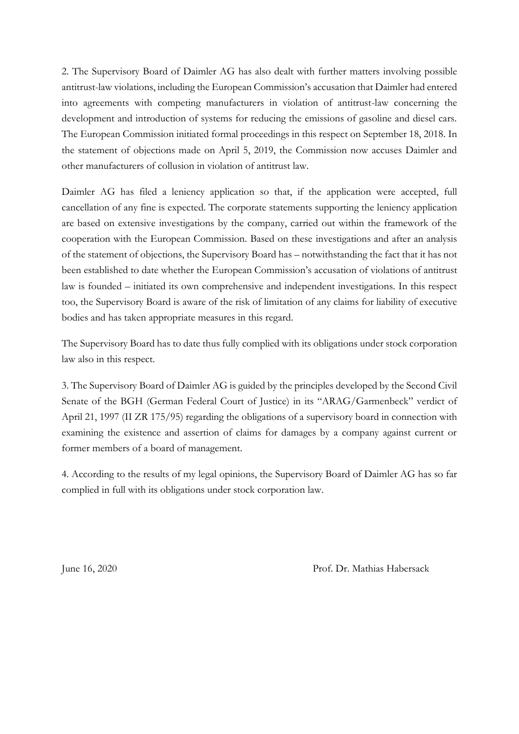2. The Supervisory Board of Daimler AG has also dealt with further matters involving possible antitrust-law violations, including the European Commission's accusation that Daimler had entered into agreements with competing manufacturers in violation of antitrust-law concerning the development and introduction of systems for reducing the emissions of gasoline and diesel cars. The European Commission initiated formal proceedings in this respect on September 18, 2018. In the statement of objections made on April 5, 2019, the Commission now accuses Daimler and other manufacturers of collusion in violation of antitrust law.

Daimler AG has filed a leniency application so that, if the application were accepted, full cancellation of any fine is expected. The corporate statements supporting the leniency application are based on extensive investigations by the company, carried out within the framework of the cooperation with the European Commission. Based on these investigations and after an analysis of the statement of objections, the Supervisory Board has – notwithstanding the fact that it has not been established to date whether the European Commission's accusation of violations of antitrust law is founded – initiated its own comprehensive and independent investigations. In this respect too, the Supervisory Board is aware of the risk of limitation of any claims for liability of executive bodies and has taken appropriate measures in this regard.

The Supervisory Board has to date thus fully complied with its obligations under stock corporation law also in this respect.

3. The Supervisory Board of Daimler AG is guided by the principles developed by the Second Civil Senate of the BGH (German Federal Court of Justice) in its "ARAG/Garmenbeck" verdict of April 21, 1997 (II ZR 175/95) regarding the obligations of a supervisory board in connection with examining the existence and assertion of claims for damages by a company against current or former members of a board of management.

4. According to the results of my legal opinions, the Supervisory Board of Daimler AG has so far complied in full with its obligations under stock corporation law.

June 16, 2020

Prof. Dr. Mathias Habersack